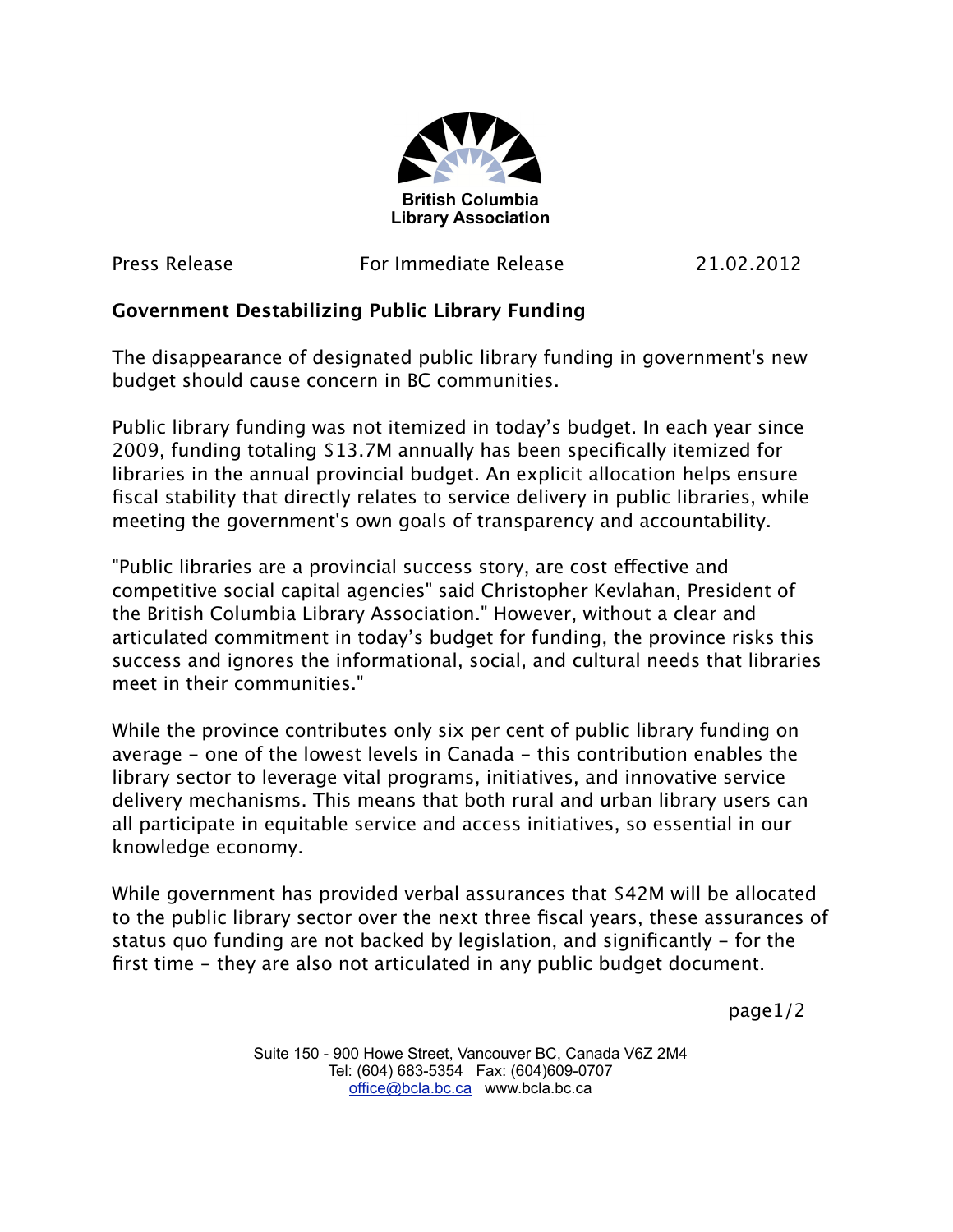British Columbia
Library Association

Press Release For Immediate Release 21.02.2012

## Government Destabilizing Public Library Funding

The disappearance of designated public library funding in government's new budget should cause concern in BC communities.

Public library funding was not itemized in today's budget. In each year since 2009, funding totaling $13.7M annually has been specifically itemized for libraries in the annual provincial budget. An explicit allocation helps ensure fiscal stability that directly relates to service delivery in public libraries, while meeting the government's own goals of transparency and accountability.

"Public libraries are a provincial success story, are cost effective and competitive social capital agencies" said Christopher Kevlahan, President of the British Columbia Library Association." However, without a clear and articulated commitment in today's budget for funding, the province risks this success and ignores the informational, social, and cultural needs that libraries meet in their communities."

While the province contributes only six per cent of public library funding on average – one of the lowest levels in Canada – this contribution enables the library sector to leverage vital programs, initiatives, and innovative service delivery mechanisms. This means that both rural and urban library users can all participate in equitable service and access initiatives, so essential in our knowledge economy.

While government has provided verbal assurances that $42M will be allocated to the public library sector over the next three fiscal years, these assurances of status quo funding are not backed by legislation, and significantly – for the first time – they are also not articulated in any public budget document.

Suite 150 - 900 Howe Street, Vancouver BC, Canada V6Z 2M4
Tel: (604) 683-5354 Fax: (604)609-0707
office@bcla.bc.ca www.bcla.bc.ca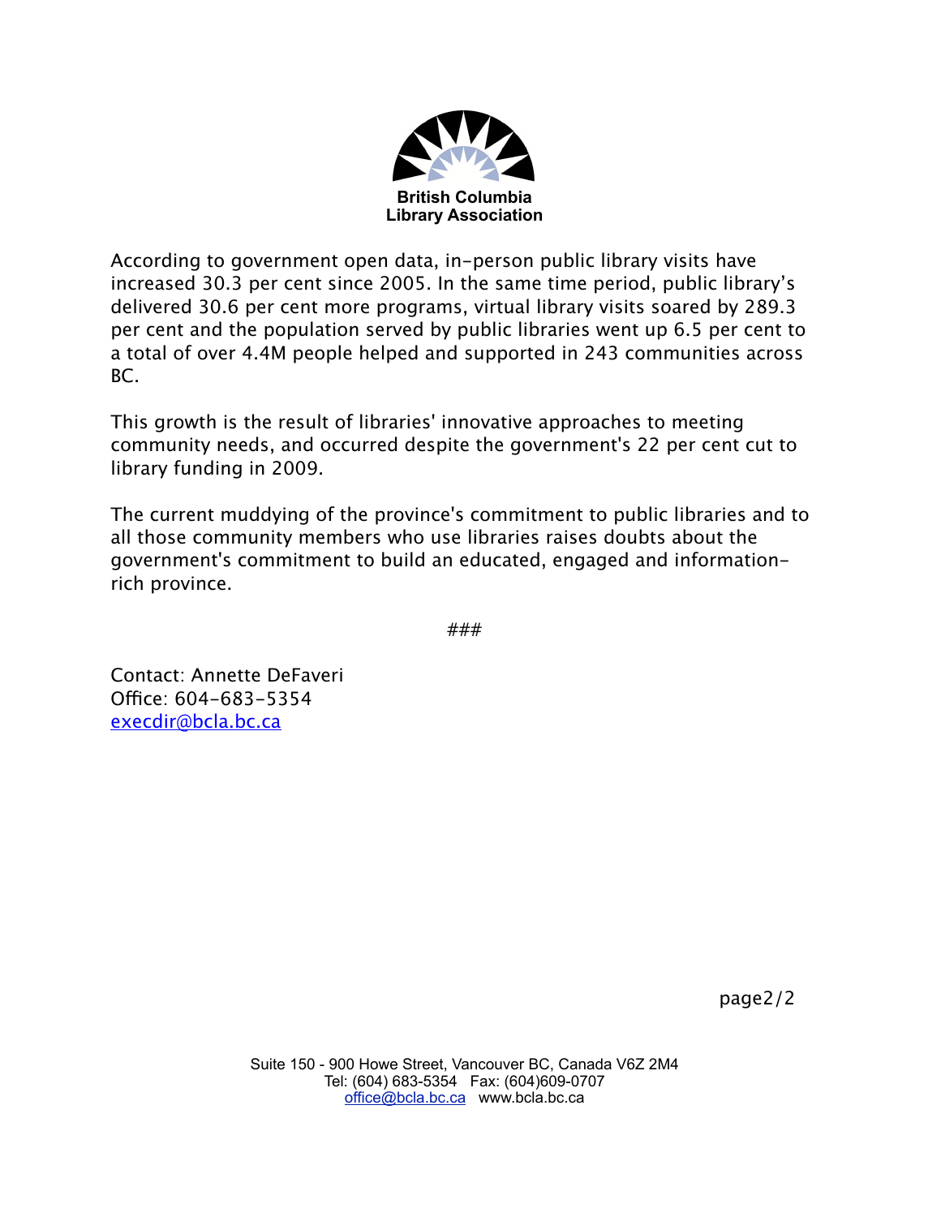British Columbia
Library Association

According to government open data, in-person public library visits have increased 30.3 per cent since 2005. In the same time period, public library's delivered 30.6 per cent more programs, virtual library visits soared by 289.3 per cent and the population served by public libraries went up 6.5 per cent to a total of over 4.4M people helped and supported in 243 communities across BC.

This growth is the result of libraries' innovative approaches to meeting community needs, and occurred despite the government's 22 per cent cut to library funding in 2009.

The current muddying of the province's commitment to public libraries and to all those community members who use libraries raises doubts about the government's commitment to build an educated, engaged and information-rich province.

###

Contact: Annette DeFaveri
Office: 604-683-5354
execdir@bcla.bc.ca

Suite 150 - 900 Howe Street, Vancouver BC, Canada V6Z 2M4
Tel: (604) 683-5354   Fax: (604)609-0707
office@bcla.bc.ca   www.bcla.bc.ca